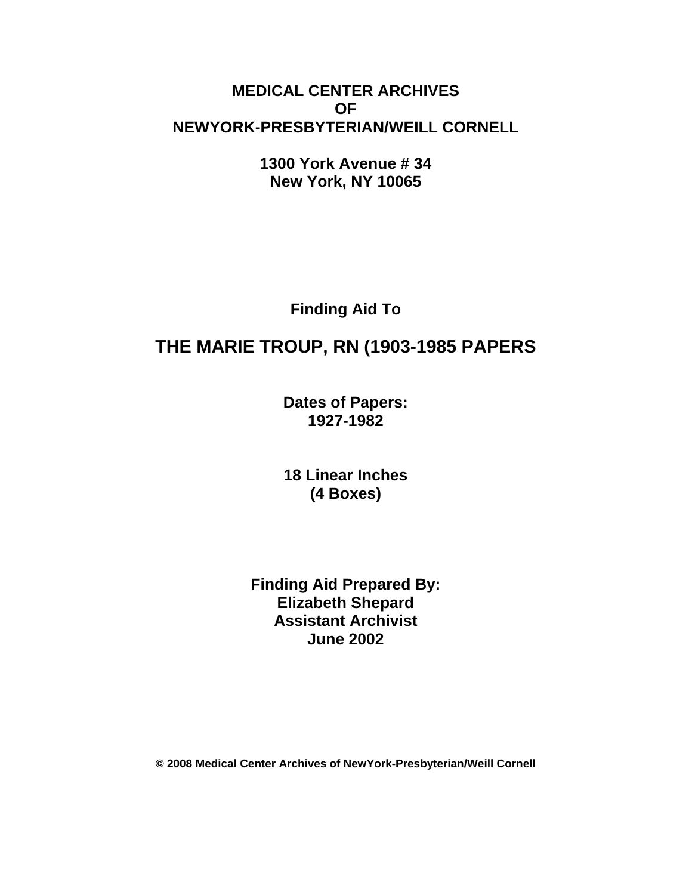**MEDICAL CENTER ARCHIVES**
**OF**
**NEWYORK-PRESBYTERIAN/WEILL CORNELL**

**1300 York Avenue # 34**
**New York, NY 10065**

**Finding Aid To**

# THE MARIE TROUP, RN (1903-1985 PAPERS

**Dates of Papers:**
**1927-1982**

**18 Linear Inches**
**(4 Boxes)**

**Finding Aid Prepared By:**
**Elizabeth Shepard**
**Assistant Archivist**
**June 2002**

**© 2008 Medical Center Archives of NewYork-Presbyterian/Weill Cornell**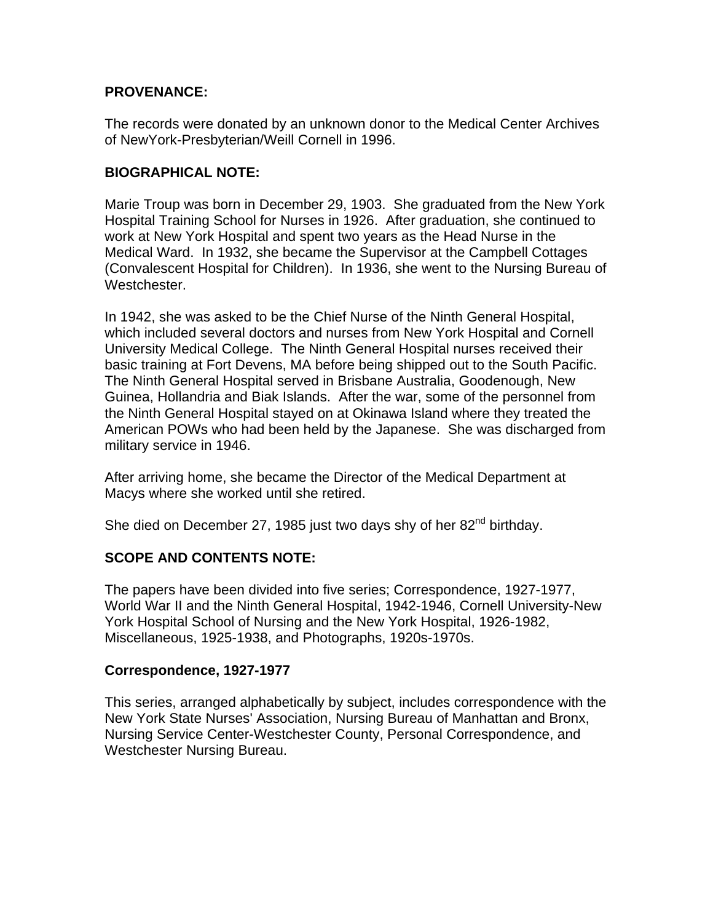## PROVENANCE:

The records were donated by an unknown donor to the Medical Center Archives of NewYork-Presbyterian/Weill Cornell in 1996.

## BIOGRAPHICAL NOTE:

Marie Troup was born in December 29, 1903. She graduated from the New York Hospital Training School for Nurses in 1926. After graduation, she continued to work at New York Hospital and spent two years as the Head Nurse in the Medical Ward. In 1932, she became the Supervisor at the Campbell Cottages (Convalescent Hospital for Children). In 1936, she went to the Nursing Bureau of Westchester.

In 1942, she was asked to be the Chief Nurse of the Ninth General Hospital, which included several doctors and nurses from New York Hospital and Cornell University Medical College. The Ninth General Hospital nurses received their basic training at Fort Devens, MA before being shipped out to the South Pacific. The Ninth General Hospital served in Brisbane Australia, Goodenough, New Guinea, Hollandria and Biak Islands. After the war, some of the personnel from the Ninth General Hospital stayed on at Okinawa Island where they treated the American POWs who had been held by the Japanese. She was discharged from military service in 1946.

After arriving home, she became the Director of the Medical Department at Macys where she worked until she retired.

She died on December 27, 1985 just two days shy of her 82nd birthday.

## SCOPE AND CONTENTS NOTE:

The papers have been divided into five series; Correspondence, 1927-1977, World War II and the Ninth General Hospital, 1942-1946, Cornell University-New York Hospital School of Nursing and the New York Hospital, 1926-1982, Miscellaneous, 1925-1938, and Photographs, 1920s-1970s.

### Correspondence, 1927-1977

This series, arranged alphabetically by subject, includes correspondence with the New York State Nurses' Association, Nursing Bureau of Manhattan and Bronx, Nursing Service Center-Westchester County, Personal Correspondence, and Westchester Nursing Bureau.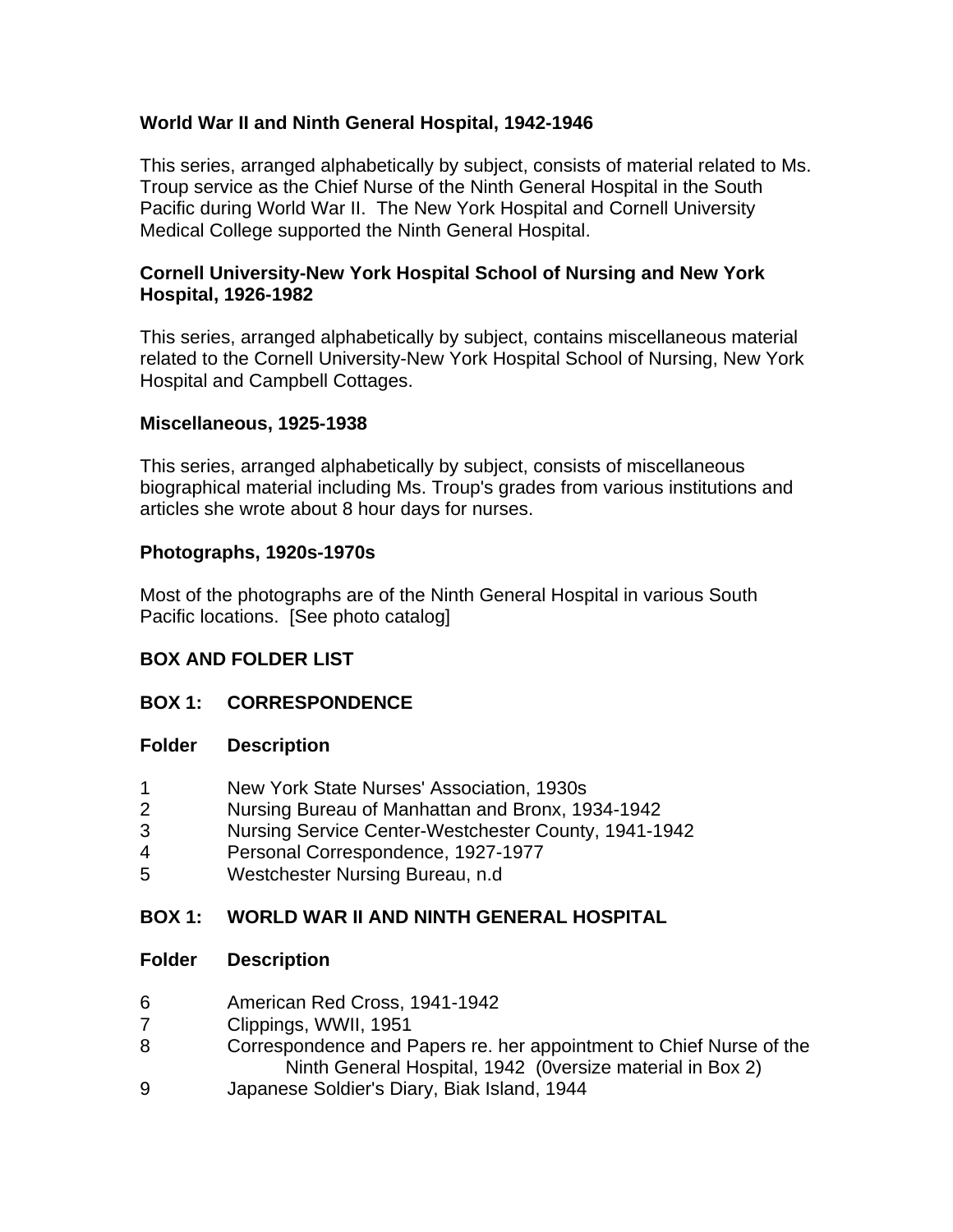### World War II and Ninth General Hospital, 1942-1946

This series, arranged alphabetically by subject, consists of material related to Ms. Troup service as the Chief Nurse of the Ninth General Hospital in the South Pacific during World War II. The New York Hospital and Cornell University Medical College supported the Ninth General Hospital.

### Cornell University-New York Hospital School of Nursing and New York Hospital, 1926-1982

This series, arranged alphabetically by subject, contains miscellaneous material related to the Cornell University-New York Hospital School of Nursing, New York Hospital and Campbell Cottages.

### Miscellaneous, 1925-1938

This series, arranged alphabetically by subject, consists of miscellaneous biographical material including Ms. Troup's grades from various institutions and articles she wrote about 8 hour days for nurses.

### Photographs, 1920s-1970s

Most of the photographs are of the Ninth General Hospital in various South Pacific locations. [See photo catalog]

## BOX AND FOLDER LIST

### BOX 1: CORRESPONDENCE

| Folder | Description |
|---|---|
| 1 | New York State Nurses' Association, 1930s |
| 2 | Nursing Bureau of Manhattan and Bronx, 1934-1942 |
| 3 | Nursing Service Center-Westchester County, 1941-1942 |
| 4 | Personal Correspondence, 1927-1977 |
| 5 | Westchester Nursing Bureau, n.d |

### BOX 1: WORLD WAR II AND NINTH GENERAL HOSPITAL

| Folder | Description |
|---|---|
| 6 | American Red Cross, 1941-1942 |
| 7 | Clippings, WWII, 1951 |
| 8 | Correspondence and Papers re. her appointment to Chief Nurse of the Ninth General Hospital, 1942 (0versize material in Box 2) |
| 9 | Japanese Soldier's Diary, Biak Island, 1944 |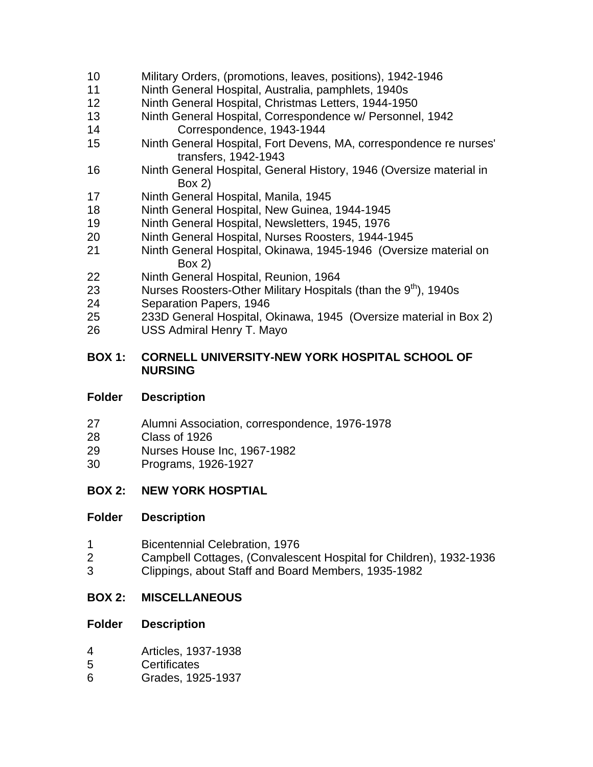| Folder | Description |
|---|---|
| 10 | Military Orders, (promotions, leaves, positions), 1942-1946 |
| 11 | Ninth General Hospital, Australia, pamphlets, 1940s |
| 12 | Ninth General Hospital, Christmas Letters, 1944-1950 |
| 13 | Ninth General Hospital, Correspondence w/ Personnel, 1942 |
| 14 | Correspondence, 1943-1944 |
| 15 | Ninth General Hospital, Fort Devens, MA, correspondence re nurses' transfers, 1942-1943 |
| 16 | Ninth General Hospital, General History, 1946 (Oversize material in Box 2) |
| 17 | Ninth General Hospital, Manila, 1945 |
| 18 | Ninth General Hospital, New Guinea, 1944-1945 |
| 19 | Ninth General Hospital, Newsletters, 1945, 1976 |
| 20 | Ninth General Hospital, Nurses Roosters, 1944-1945 |
| 21 | Ninth General Hospital, Okinawa, 1945-1946 (Oversize material on Box 2) |
| 22 | Ninth General Hospital, Reunion, 1964 |
| 23 | Nurses Roosters-Other Military Hospitals (than the 9th), 1940s |
| 24 | Separation Papers, 1946 |
| 25 | 233D General Hospital, Okinawa, 1945 (Oversize material in Box 2) |
| 26 | USS Admiral Henry T. Mayo |

**BOX 1: CORNELL UNIVERSITY-NEW YORK HOSPITAL SCHOOL OF NURSING**

| Folder | Description |
|---|---|
| 27 | Alumni Association, correspondence, 1976-1978 |
| 28 | Class of 1926 |
| 29 | Nurses House Inc, 1967-1982 |
| 30 | Programs, 1926-1927 |

**BOX 2: NEW YORK HOSPTIAL**

| Folder | Description |
|---|---|
| 1 | Bicentennial Celebration, 1976 |
| 2 | Campbell Cottages, (Convalescent Hospital for Children), 1932-1936 |
| 3 | Clippings, about Staff and Board Members, 1935-1982 |

**BOX 2: MISCELLANEOUS**

| Folder | Description |
|---|---|
| 4 | Articles, 1937-1938 |
| 5 | Certificates |
| 6 | Grades, 1925-1937 |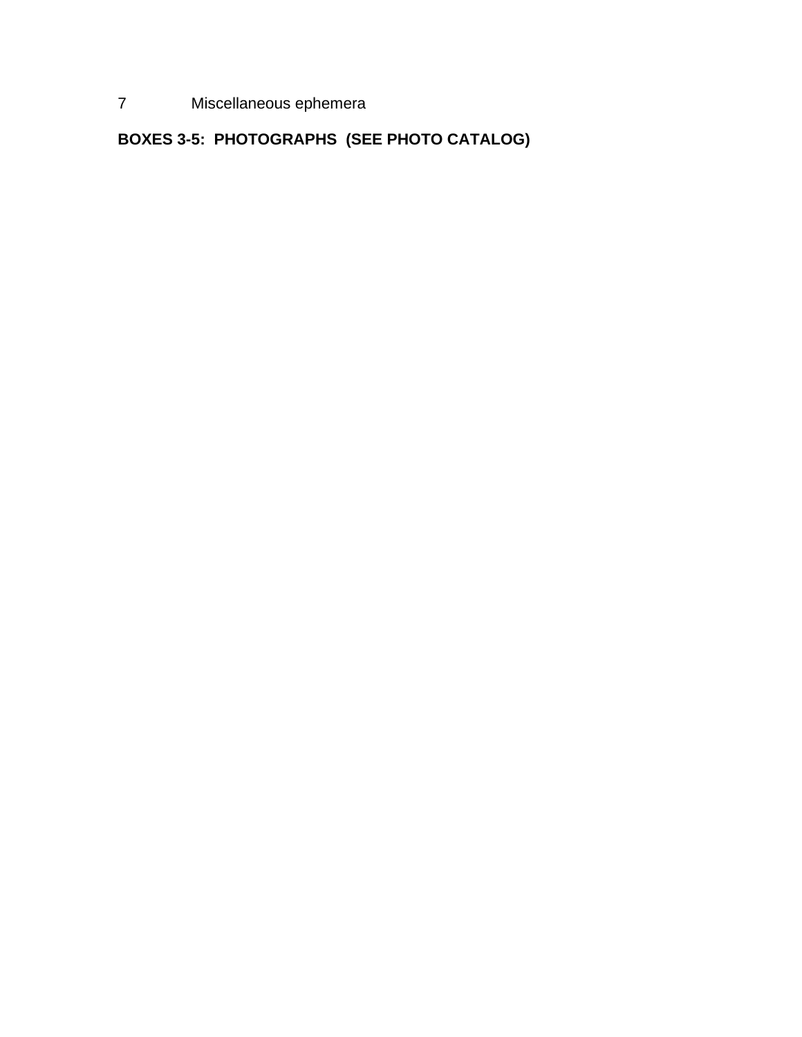7 Miscellaneous ephemera

**BOXES 3-5: PHOTOGRAPHS (SEE PHOTO CATALOG)**